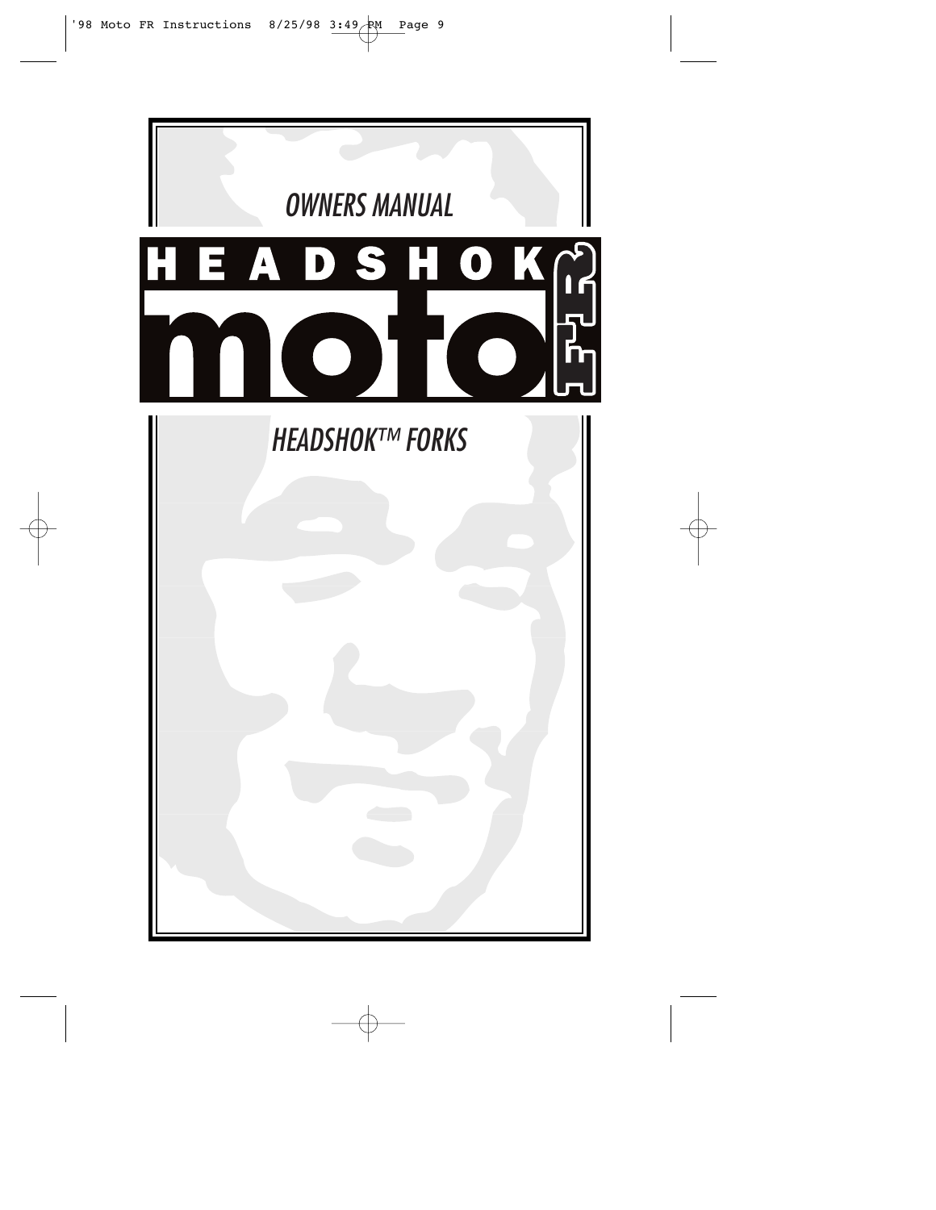*OWNERS MANUAL*

# HEADSHOK moto FR

*HEADSHOK™ FORKS*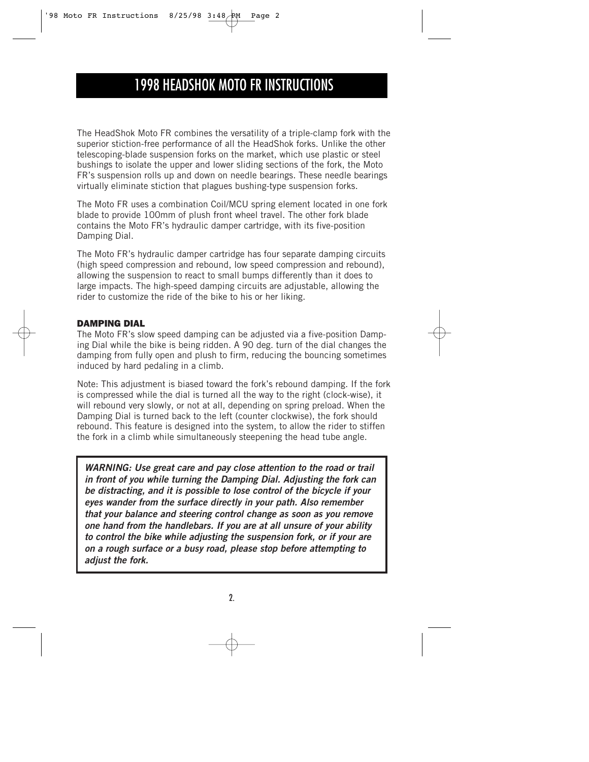# 1998 HEADSHOK MOTO FR INSTRUCTIONS

The HeadShok Moto FR combines the versatility of a triple-clamp fork with the superior stiction-free performance of all the HeadShok forks. Unlike the other telescoping-blade suspension forks on the market, which use plastic or steel bushings to isolate the upper and lower sliding sections of the fork, the Moto FR's suspension rolls up and down on needle bearings. These needle bearings virtually eliminate stiction that plagues bushing-type suspension forks.

The Moto FR uses a combination Coil/MCU spring element located in one fork blade to provide 100mm of plush front wheel travel. The other fork blade contains the Moto FR's hydraulic damper cartridge, with its five-position Damping Dial.

The Moto FR's hydraulic damper cartridge has four separate damping circuits (high speed compression and rebound, low speed compression and rebound), allowing the suspension to react to small bumps differently than it does to large impacts. The high-speed damping circuits are adjustable, allowing the rider to customize the ride of the bike to his or her liking.

### DAMPING DIAL

The Moto FR's slow speed damping can be adjusted via a five-position Damping Dial while the bike is being ridden. A 90 deg. turn of the dial changes the damping from fully open and plush to firm, reducing the bouncing sometimes induced by hard pedaling in a climb.

Note: This adjustment is biased toward the fork's rebound damping. If the fork is compressed while the dial is turned all the way to the right (clock-wise), it will rebound very slowly, or not at all, depending on spring preload. When the Damping Dial is turned back to the left (counter clockwise), the fork should rebound. This feature is designed into the system, to allow the rider to stiffen the fork in a climb while simultaneously steepening the head tube angle.

***WARNING: Use great care and pay close attention to the road or trail in front of you while turning the Damping Dial. Adjusting the fork can be distracting, and it is possible to lose control of the bicycle if your eyes wander from the surface directly in your path. Also remember that your balance and steering control change as soon as you remove one hand from the handlebars. If you are at all unsure of your ability to control the bike while adjusting the suspension fork, or if your are on a rough surface or a busy road, please stop before attempting to adjust the fork.***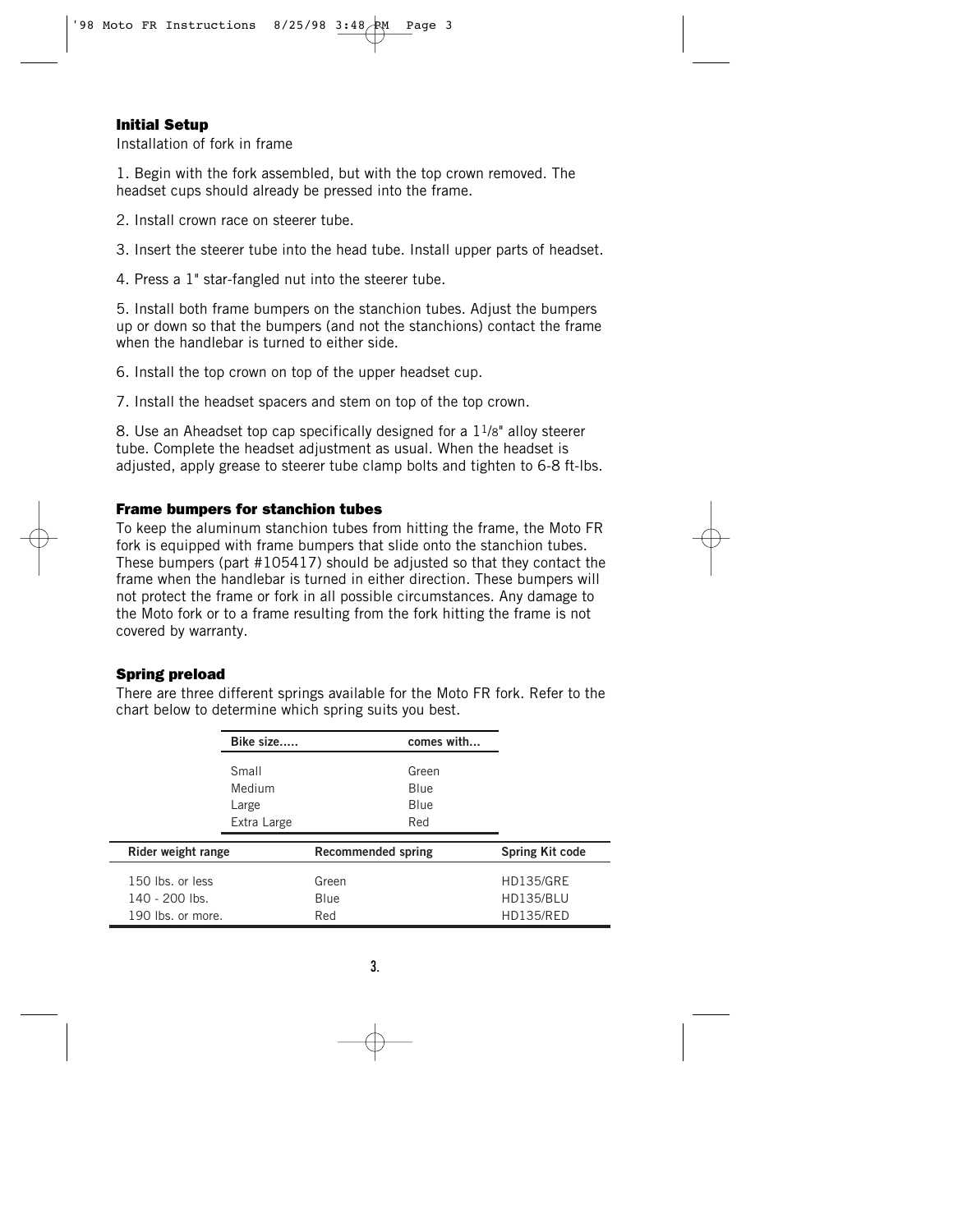## Initial Setup

Installation of fork in frame

1. Begin with the fork assembled, but with the top crown removed. The headset cups should already be pressed into the frame.

2. Install crown race on steerer tube.

3. Insert the steerer tube into the head tube. Install upper parts of headset.

4. Press a 1" star-fangled nut into the steerer tube.

5. Install both frame bumpers on the stanchion tubes. Adjust the bumpers up or down so that the bumpers (and not the stanchions) contact the frame when the handlebar is turned to either side.

6. Install the top crown on top of the upper headset cup.

7. Install the headset spacers and stem on top of the top crown.

8. Use an Aheadset top cap specifically designed for a 1 1/8" alloy steerer tube. Complete the headset adjustment as usual. When the headset is adjusted, apply grease to steerer tube clamp bolts and tighten to 6-8 ft-lbs.

## Frame bumpers for stanchion tubes

To keep the aluminum stanchion tubes from hitting the frame, the Moto FR fork is equipped with frame bumpers that slide onto the stanchion tubes. These bumpers (part #105417) should be adjusted so that they contact the frame when the handlebar is turned in either direction. These bumpers will not protect the frame or fork in all possible circumstances. Any damage to the Moto fork or to a frame resulting from the fork hitting the frame is not covered by warranty.

## Spring preload

There are three different springs available for the Moto FR fork. Refer to the chart below to determine which spring suits you best.

| Bike size..... | comes with... |
|---|---|
| Small | Green |
| Medium | Blue |
| Large | Blue |
| Extra Large | Red |

| Rider weight range | Recommended spring | Spring Kit code |
|---|---|---|
| 150 lbs. or less | Green | HD135/GRE |
| 140 - 200 lbs. | Blue | HD135/BLU |
| 190 lbs. or more. | Red | HD135/RED |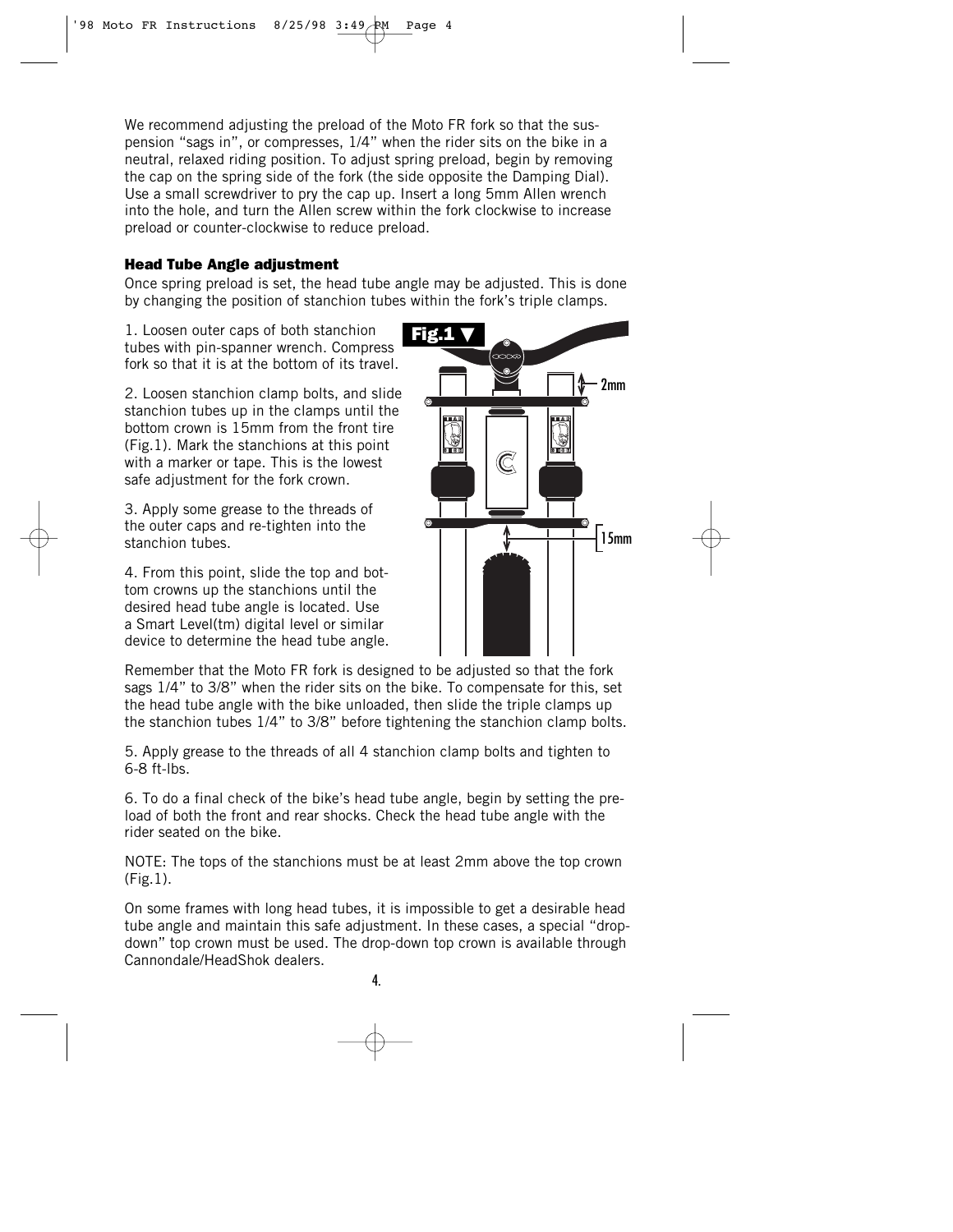We recommend adjusting the preload of the Moto FR fork so that the suspension "sags in", or compresses, 1/4" when the rider sits on the bike in a neutral, relaxed riding position. To adjust spring preload, begin by removing the cap on the spring side of the fork (the side opposite the Damping Dial). Use a small screwdriver to pry the cap up. Insert a long 5mm Allen wrench into the hole, and turn the Allen screw within the fork clockwise to increase preload or counter-clockwise to reduce preload.

### Head Tube Angle adjustment

Once spring preload is set, the head tube angle may be adjusted. This is done by changing the position of stanchion tubes within the fork's triple clamps.

1. Loosen outer caps of both stanchion tubes with pin-spanner wrench. Compress fork so that it is at the bottom of its travel.

2. Loosen stanchion clamp bolts, and slide stanchion tubes up in the clamps until the bottom crown is 15mm from the front tire (Fig.1). Mark the stanchions at this point with a marker or tape. This is the lowest safe adjustment for the fork crown.

3. Apply some grease to the threads of the outer caps and re-tighten into the stanchion tubes.

4. From this point, slide the top and bottom crowns up the stanchions until the desired head tube angle is located. Use a Smart Level(tm) digital level or similar device to determine the head tube angle.

**Fig.1 ▼**

2mm

15mm

Remember that the Moto FR fork is designed to be adjusted so that the fork sags 1/4" to 3/8" when the rider sits on the bike. To compensate for this, set the head tube angle with the bike unloaded, then slide the triple clamps up the stanchion tubes 1/4" to 3/8" before tightening the stanchion clamp bolts.

5. Apply grease to the threads of all 4 stanchion clamp bolts and tighten to 6-8 ft-lbs.

6. To do a final check of the bike's head tube angle, begin by setting the preload of both the front and rear shocks. Check the head tube angle with the rider seated on the bike.

NOTE: The tops of the stanchions must be at least 2mm above the top crown (Fig.1).

On some frames with long head tubes, it is impossible to get a desirable head tube angle and maintain this safe adjustment. In these cases, a special "drop-down" top crown must be used. The drop-down top crown is available through Cannondale/HeadShok dealers.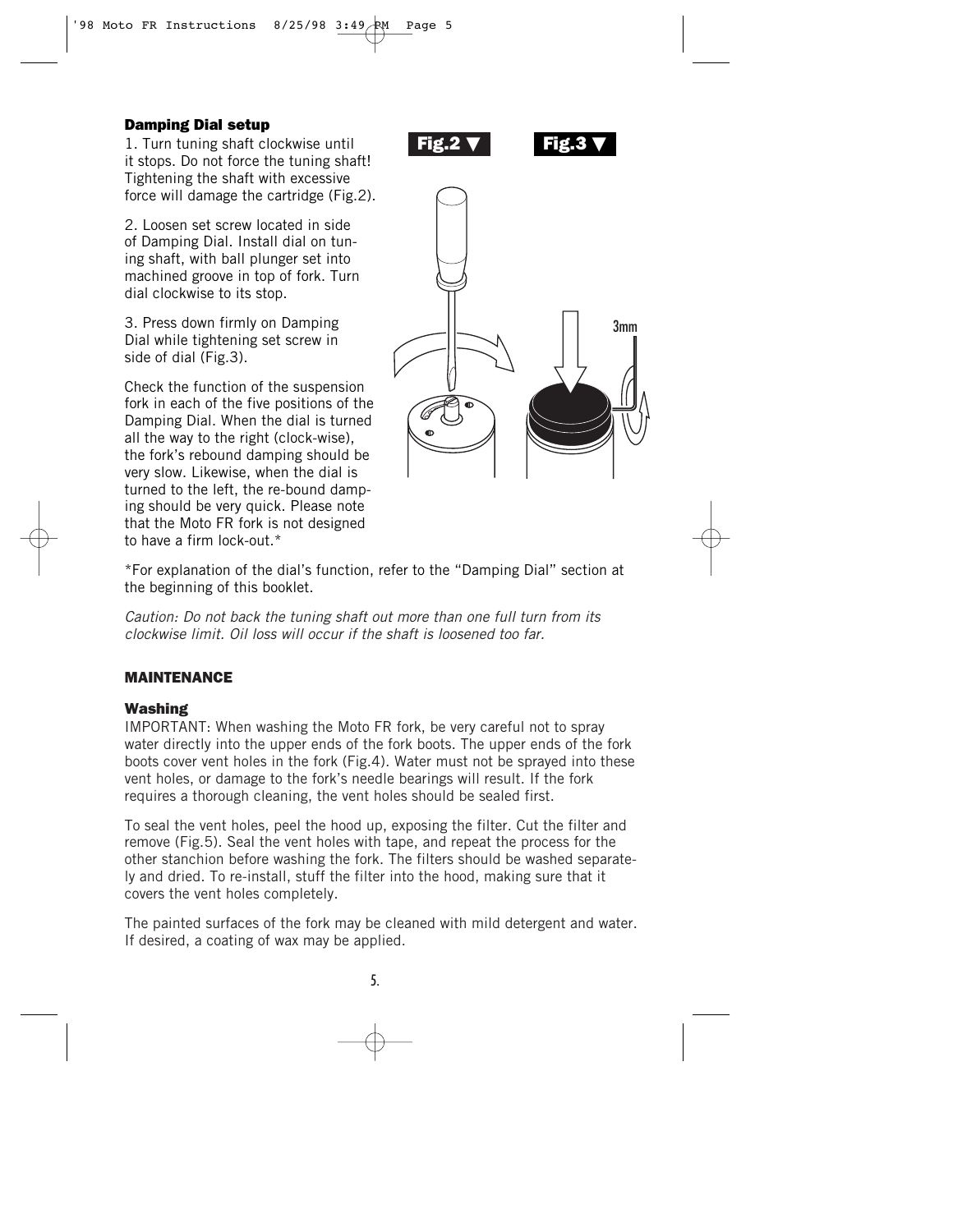#### Damping Dial setup

1. Turn tuning shaft clockwise until it stops. Do not force the tuning shaft! Tightening the shaft with excessive force will damage the cartridge (Fig.2).

2. Loosen set screw located in side of Damping Dial. Install dial on tuning shaft, with ball plunger set into machined groove in top of fork. Turn dial clockwise to its stop.

3. Press down firmly on Damping Dial while tightening set screw in side of dial (Fig.3).

Check the function of the suspension fork in each of the five positions of the Damping Dial. When the dial is turned all the way to the right (clock-wise), the fork's rebound damping should be very slow. Likewise, when the dial is turned to the left, the re-bound damping should be very quick. Please note that the Moto FR fork is not designed to have a firm lock-out.*

**Fig.2 ▼** **Fig.3 ▼**

3mm

*For explanation of the dial's function, refer to the "Damping Dial" section at the beginning of this booklet.

*Caution: Do not back the tuning shaft out more than one full turn from its clockwise limit. Oil loss will occur if the shaft is loosened too far.*

## MAINTENANCE

#### Washing

IMPORTANT: When washing the Moto FR fork, be very careful not to spray water directly into the upper ends of the fork boots. The upper ends of the fork boots cover vent holes in the fork (Fig.4). Water must not be sprayed into these vent holes, or damage to the fork's needle bearings will result. If the fork requires a thorough cleaning, the vent holes should be sealed first.

To seal the vent holes, peel the hood up, exposing the filter. Cut the filter and remove (Fig.5). Seal the vent holes with tape, and repeat the process for the other stanchion before washing the fork. The filters should be washed separately and dried. To re-install, stuff the filter into the hood, making sure that it covers the vent holes completely.

The painted surfaces of the fork may be cleaned with mild detergent and water. If desired, a coating of wax may be applied.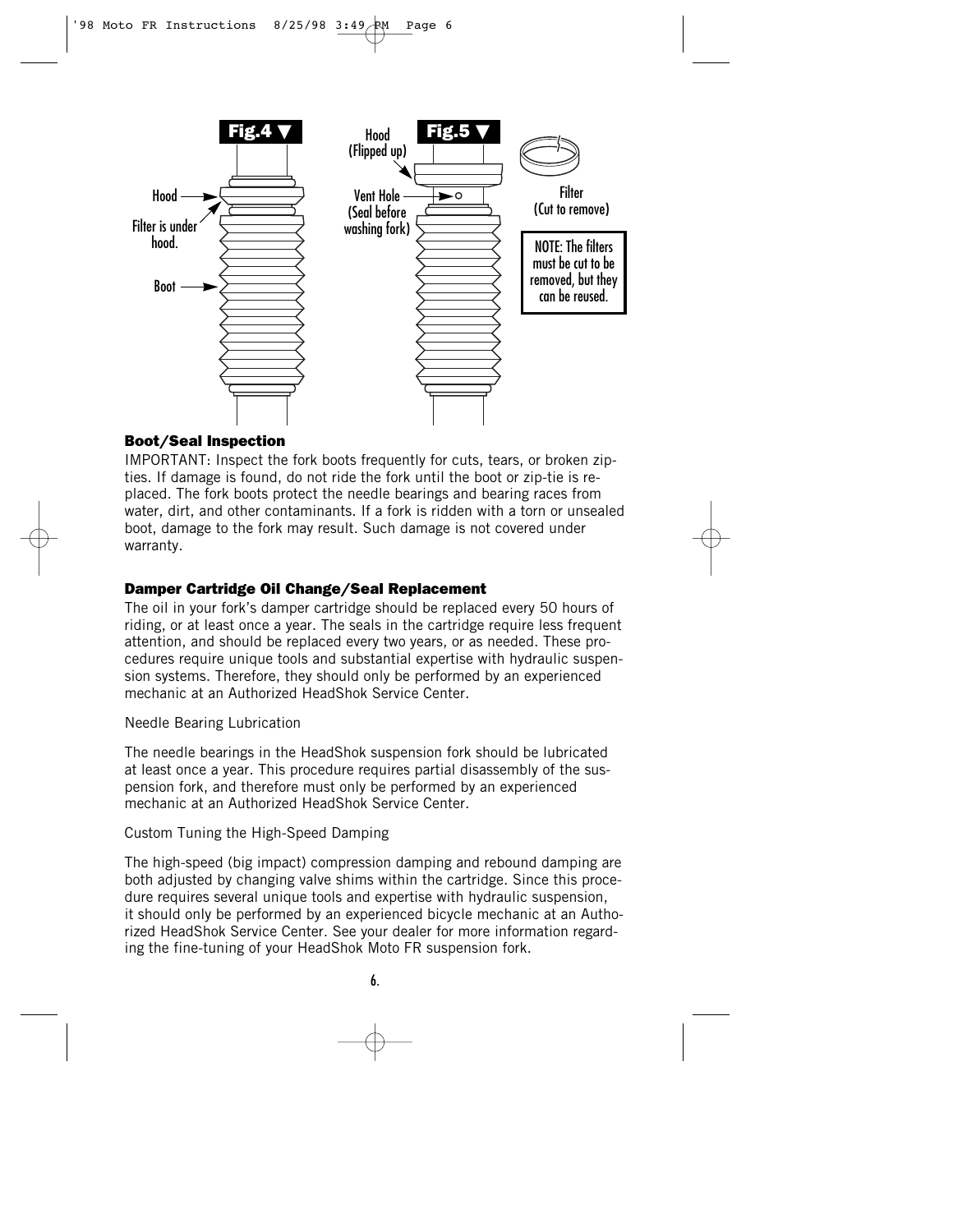Fig.4 ▼

Hood

Filter is under hood.

Boot

Fig.5 ▼

Hood (Flipped up)

Vent Hole (Seal before washing fork)

Filter (Cut to remove)

NOTE: The filters must be cut to be removed, but they can be reused.

### Boot/Seal Inspection

IMPORTANT: Inspect the fork boots frequently for cuts, tears, or broken zip-ties. If damage is found, do not ride the fork until the boot or zip-tie is replaced. The fork boots protect the needle bearings and bearing races from water, dirt, and other contaminants. If a fork is ridden with a torn or unsealed boot, damage to the fork may result. Such damage is not covered under warranty.

### Damper Cartridge Oil Change/Seal Replacement

The oil in your fork's damper cartridge should be replaced every 50 hours of riding, or at least once a year. The seals in the cartridge require less frequent attention, and should be replaced every two years, or as needed. These procedures require unique tools and substantial expertise with hydraulic suspension systems. Therefore, they should only be performed by an experienced mechanic at an Authorized HeadShok Service Center.

Needle Bearing Lubrication

The needle bearings in the HeadShok suspension fork should be lubricated at least once a year. This procedure requires partial disassembly of the suspension fork, and therefore must only be performed by an experienced mechanic at an Authorized HeadShok Service Center.

Custom Tuning the High-Speed Damping

The high-speed (big impact) compression damping and rebound damping are both adjusted by changing valve shims within the cartridge. Since this procedure requires several unique tools and expertise with hydraulic suspension, it should only be performed by an experienced bicycle mechanic at an Authorized HeadShok Service Center. See your dealer for more information regarding the fine-tuning of your HeadShok Moto FR suspension fork.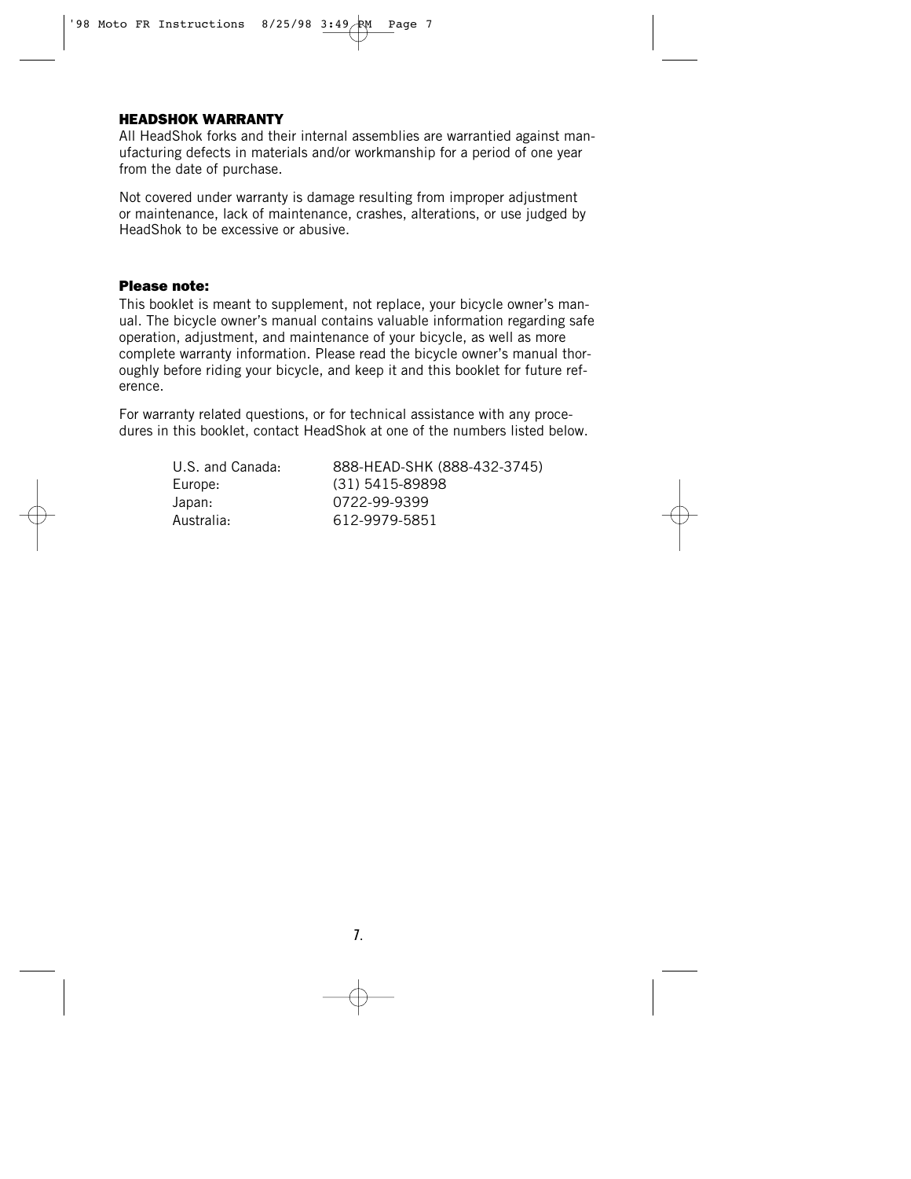## HEADSHOK WARRANTY

All HeadShok forks and their internal assemblies are warrantied against manufacturing defects in materials and/or workmanship for a period of one year from the date of purchase.

Not covered under warranty is damage resulting from improper adjustment or maintenance, lack of maintenance, crashes, alterations, or use judged by HeadShok to be excessive or abusive.

### Please note:

This booklet is meant to supplement, not replace, your bicycle owner's manual. The bicycle owner's manual contains valuable information regarding safe operation, adjustment, and maintenance of your bicycle, as well as more complete warranty information. Please read the bicycle owner's manual thoroughly before riding your bicycle, and keep it and this booklet for future reference.

For warranty related questions, or for technical assistance with any procedures in this booklet, contact HeadShok at one of the numbers listed below.

| | |
|---|---|
| U.S. and Canada: | 888-HEAD-SHK (888-432-3745) |
| Europe: | (31) 5415-89898 |
| Japan: | 0722-99-9399 |
| Australia: | 612-9979-5851 |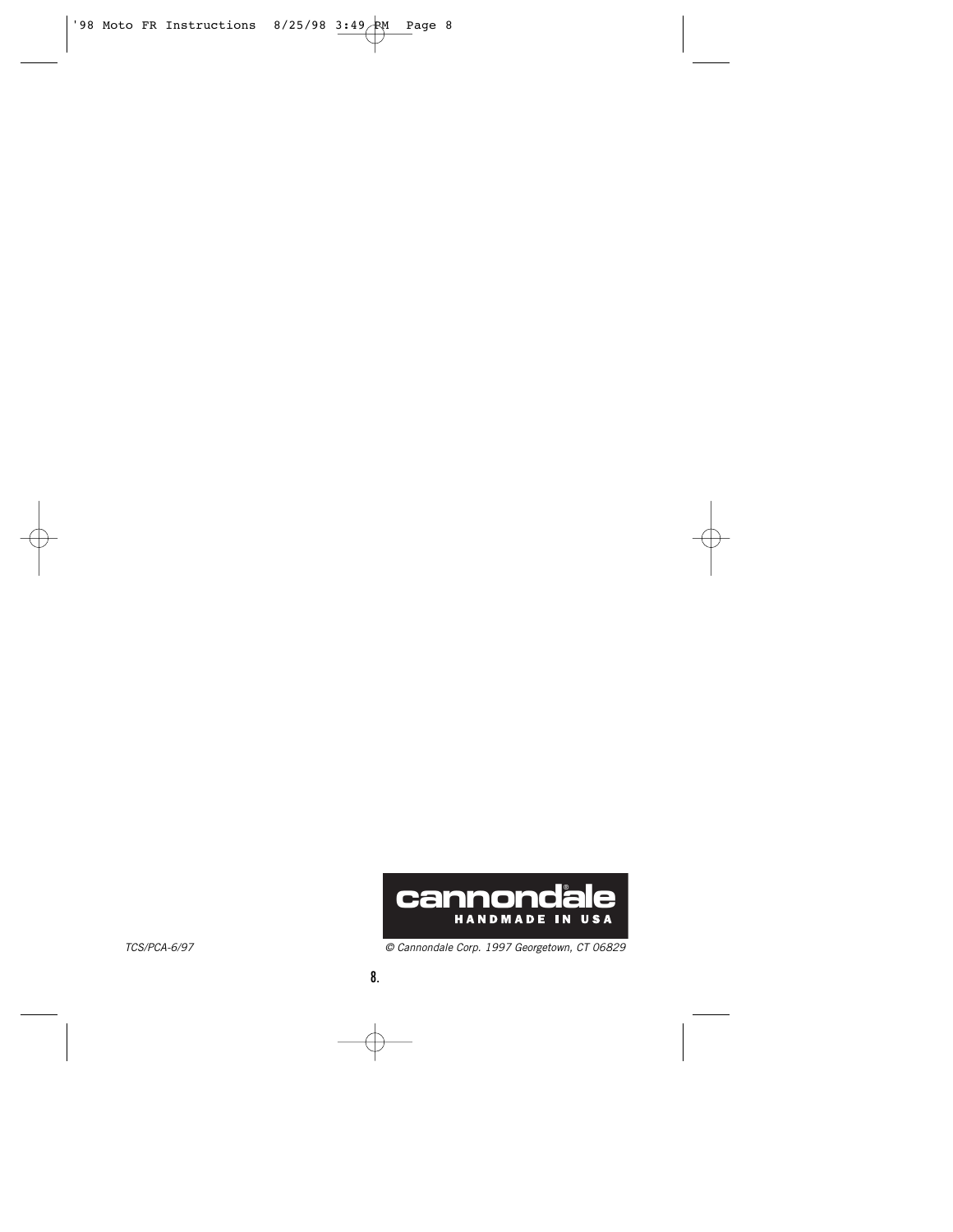cannondale®
HANDMADE IN USA

*TCS/PCA-6/97*

*© Cannondale Corp. 1997 Georgetown, CT 06829*